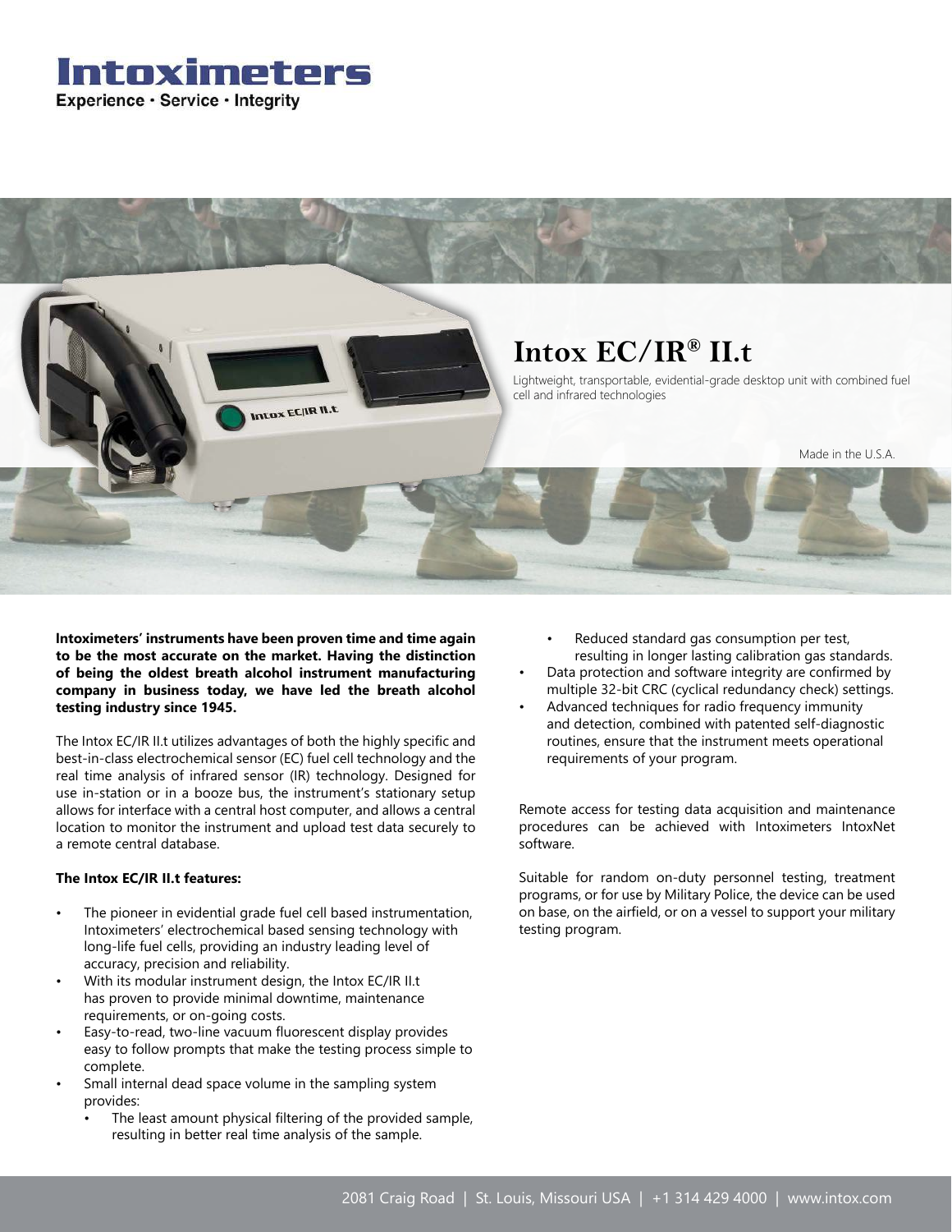# Intoximeters

Experience · Service · Integrity

## Intox EC/IR® II.t

Lightweight, transportable, evidential-grade desktop unit with combined fuel cell and infrared technologies

Made in the U.S.A.

**Intoximeters' instruments have been proven time and time again to be the most accurate on the market. Having the distinction of being the oldest breath alcohol instrument manufacturing company in business today, we have led the breath alcohol testing industry since 1945.**

The Intox EC/IR II.t utilizes advantages of both the highly specific and best-in-class electrochemical sensor (EC) fuel cell technology and the real time analysis of infrared sensor (IR) technology. Designed for use in-station or in a booze bus, the instrument's stationary setup allows for interface with a central host computer, and allows a central location to monitor the instrument and upload test data securely to a remote central database.

**The Intox EC/IR II.t features:**

- The pioneer in evidential grade fuel cell based instrumentation, Intoximeters' electrochemical based sensing technology with long-life fuel cells, providing an industry leading level of accuracy, precision and reliability.
- With its modular instrument design, the Intox EC/IR II.t has proven to provide minimal downtime, maintenance requirements, or on-going costs.
- Easy-to-read, two-line vacuum fluorescent display provides easy to follow prompts that make the testing process simple to complete.
- Small internal dead space volume in the sampling system provides:
  - The least amount physical filtering of the provided sample, resulting in better real time analysis of the sample.
  - Reduced standard gas consumption per test, resulting in longer lasting calibration gas standards.
- Data protection and software integrity are confirmed by multiple 32-bit CRC (cyclical redundancy check) settings.
- Advanced techniques for radio frequency immunity and detection, combined with patented self-diagnostic routines, ensure that the instrument meets operational requirements of your program.

Remote access for testing data acquisition and maintenance procedures can be achieved with Intoximeters IntoxNet software.

Suitable for random on-duty personnel testing, treatment programs, or for use by Military Police, the device can be used on base, on the airfield, or on a vessel to support your military testing program.

2081 Craig Road | St. Louis, Missouri USA | +1 314 429 4000 | www.intox.com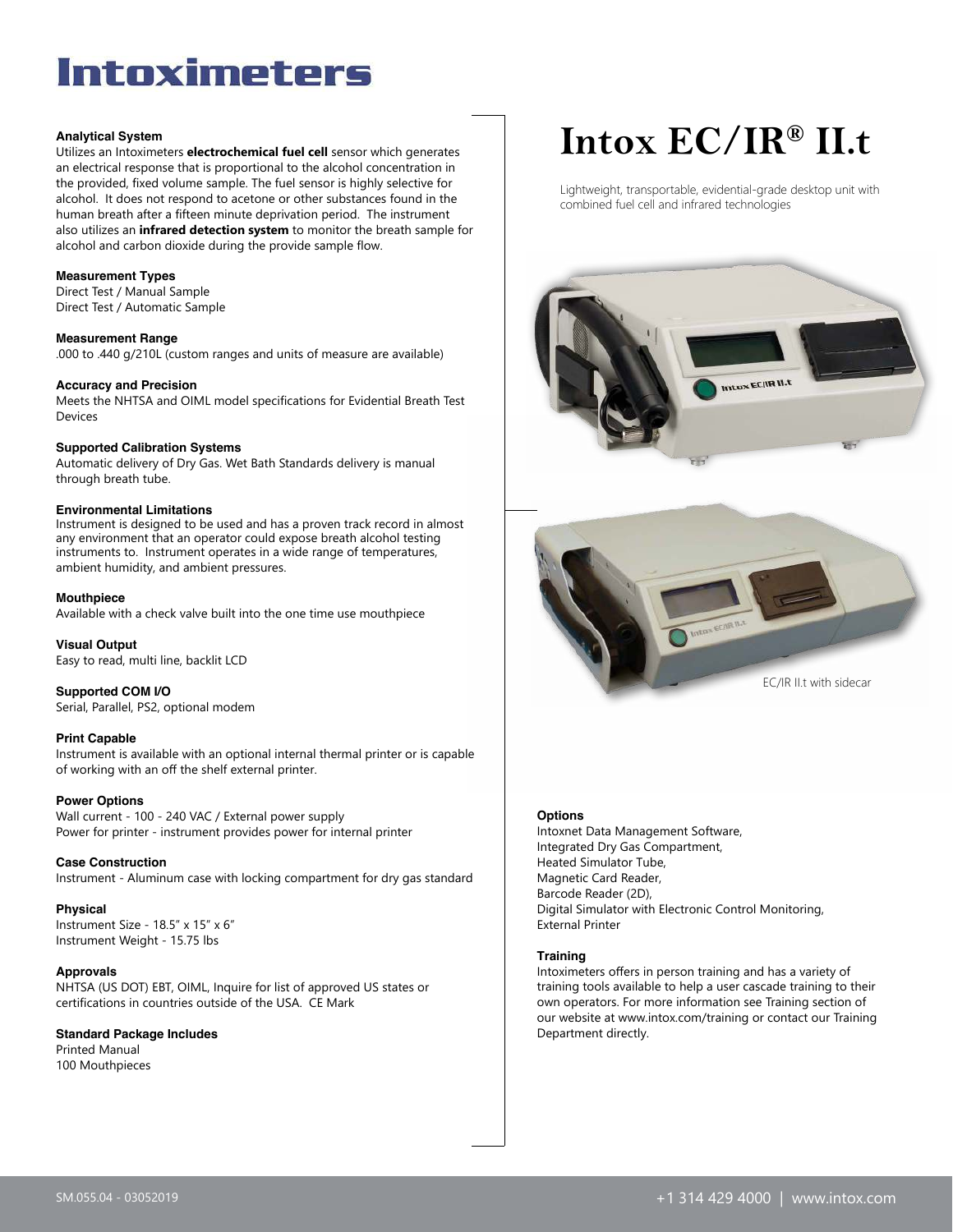# Intoximeters

## Intox EC/IR® II.t

Lightweight, transportable, evidential-grade desktop unit with combined fuel cell and infrared technologies

EC/IR II.t with sidecar

**Analytical System**
Utilizes an Intoximeters **electrochemical fuel cell** sensor which generates an electrical response that is proportional to the alcohol concentration in the provided, fixed volume sample. The fuel sensor is highly selective for alcohol. It does not respond to acetone or other substances found in the human breath after a fifteen minute deprivation period. The instrument also utilizes an **infrared detection system** to monitor the breath sample for alcohol and carbon dioxide during the provide sample flow.

**Measurement Types**
Direct Test / Manual Sample
Direct Test / Automatic Sample

**Measurement Range**
.000 to .440 g/210L (custom ranges and units of measure are available)

**Accuracy and Precision**
Meets the NHTSA and OIML model specifications for Evidential Breath Test Devices

**Supported Calibration Systems**
Automatic delivery of Dry Gas. Wet Bath Standards delivery is manual through breath tube.

**Environmental Limitations**
Instrument is designed to be used and has a proven track record in almost any environment that an operator could expose breath alcohol testing instruments to. Instrument operates in a wide range of temperatures, ambient humidity, and ambient pressures.

**Mouthpiece**
Available with a check valve built into the one time use mouthpiece

**Visual Output**
Easy to read, multi line, backlit LCD

**Supported COM I/O**
Serial, Parallel, PS2, optional modem

**Print Capable**
Instrument is available with an optional internal thermal printer or is capable of working with an off the shelf external printer.

**Power Options**
Wall current - 100 - 240 VAC / External power supply
Power for printer - instrument provides power for internal printer

**Case Construction**
Instrument - Aluminum case with locking compartment for dry gas standard

**Physical**
Instrument Size - 18.5” x 15” x 6”
Instrument Weight - 15.75 lbs

**Approvals**
NHTSA (US DOT) EBT, OIML, Inquire for list of approved US states or certifications in countries outside of the USA. CE Mark

**Standard Package Includes**
Printed Manual
100 Mouthpieces

**Options**
Intoxnet Data Management Software,
Integrated Dry Gas Compartment,
Heated Simulator Tube,
Magnetic Card Reader,
Barcode Reader (2D),
Digital Simulator with Electronic Control Monitoring,
External Printer

**Training**
Intoximeters offers in person training and has a variety of training tools available to help a user cascade training to their own operators. For more information see Training section of our website at www.intox.com/training or contact our Training Department directly.

SM.055.04 - 03052019

+1 314 429 4000 | www.intox.com